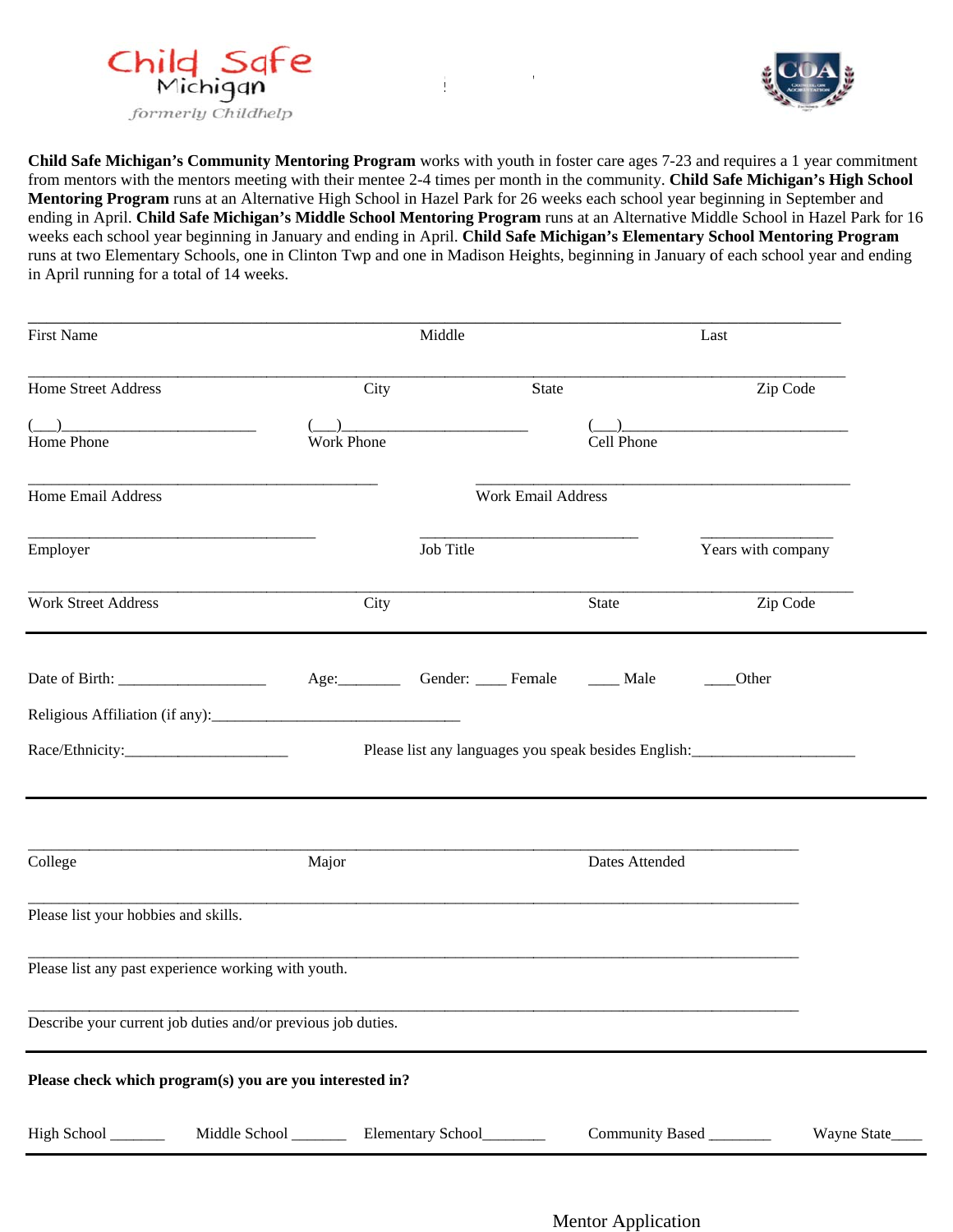Child Safe Michigan

*formerly Childhelp*

**Child Safe Michigan's Community Mentoring Program** works with youth in foster care ages 7-23 and requires a 1 year commitment from mentors with the mentors meeting with their mentee 2-4 times per month in the community. **Child Safe Michigan's High School Mentoring Program** runs at an Alternative High School in Hazel Park for 26 weeks each school year beginning in September and ending in April. **Child Safe Michigan's Middle School Mentoring Program** runs at an Alternative Middle School in Hazel Park for 16 weeks each school year beginning in January and ending in April. **Child Safe Michigan's Elementary School Mentoring Program** runs at two Elementary Schools, one in Clinton Twp and one in Madison Heights, beginning in January of each school year and ending in April running for a total of 14 weeks.

________________________________________________________________________________

First Name Middle Last

________________________________________________________________________________

Home Street Address City State Zip Code

(___)________________________ (___)________________________ (___)____________________________

Home Phone Work Phone Cell Phone

_____________________________________________ ________________________________________________

Home Email Address Work Email Address

_____________________________________ ____________________________ _________________

Employer Job Title Years with company

________________________________________________________________________________

Work Street Address City State Zip Code

---

Date of Birth: ___________________ Age:________ Gender: ____ Female ____ Male ____Other

Religious Affiliation (if any):________________________________

Race/Ethnicity:_____________________ Please list any languages you speak besides English:_____________________

---

________________________________________________________________________________

College Major Dates Attended

________________________________________________________________________________

Please list your hobbies and skills.

________________________________________________________________________________

Please list any past experience working with youth.

________________________________________________________________________________

Describe your current job duties and/or previous job duties.

---

**Please check which program(s) you are you interested in?**

High School _______ Middle School _______ Elementary School________ Community Based ________ Wayne State____

---

Mentor Application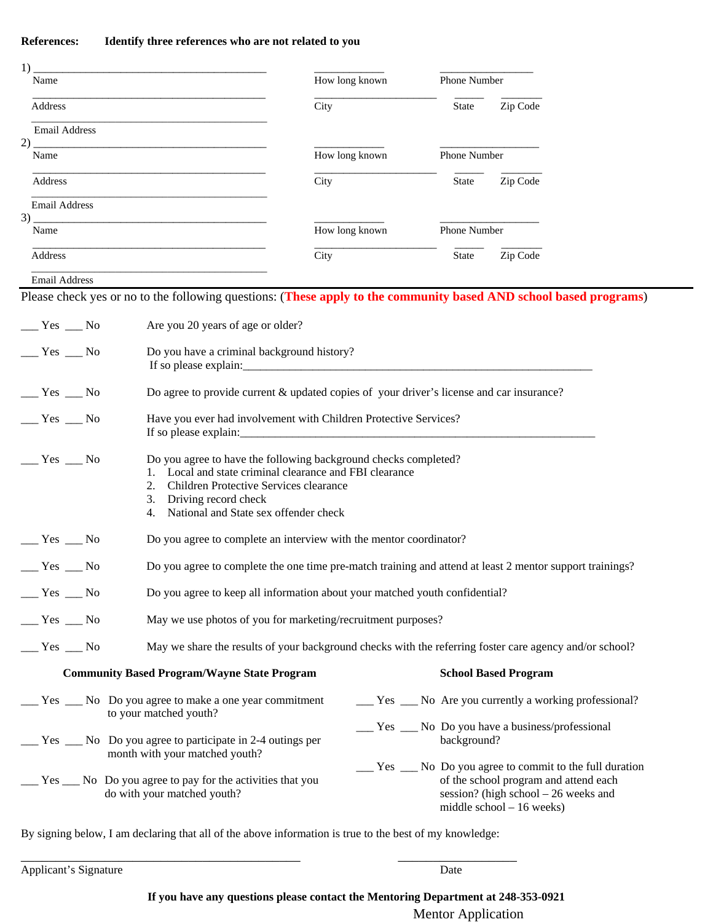**References:** **Identify three references who are not related to you**

1) ________________________________________ ____________ ________________

Name How long known Phone Number

________________________________________ ____________________ ______ ________

Address City State Zip Code

________________________________________

Email Address

2) ________________________________________ ____________ ________________

Name How long known Phone Number

________________________________________ ____________________ ______ ________

Address City State Zip Code

________________________________________

Email Address

3) ________________________________________ ____________ ________________

Name How long known Phone Number

________________________________________ ____________________ ______ ________

Address City State Zip Code

________________________________________

Email Address

---

Please check yes or no to the following questions: (**These apply to the community based AND school based programs**)

___ Yes ___ No Are you 20 years of age or older?

___ Yes ___ No Do you have a criminal background history?
If so please explain:_______________________________________________________________

___ Yes ___ No Do agree to provide current & updated copies of your driver's license and car insurance?

___ Yes ___ No Have you ever had involvement with Children Protective Services?
If so please explain:_______________________________________________________________

___ Yes ___ No Do you agree to have the following background checks completed?

1. Local and state criminal clearance and FBI clearance
2. Children Protective Services clearance
3. Driving record check
4. National and State sex offender check

___ Yes ___ No Do you agree to complete an interview with the mentor coordinator?

___ Yes ___ No Do you agree to complete the one time pre-match training and attend at least 2 mentor support trainings?

___ Yes ___ No Do you agree to keep all information about your matched youth confidential?

___ Yes ___ No May we use photos of you for marketing/recruitment purposes?

___ Yes ___ No May we share the results of your background checks with the referring foster care agency and/or school?

**Community Based Program/Wayne State Program**

___ Yes ___ No Do you agree to make a one year commitment to your matched youth?

___ Yes ___ No Do you agree to participate in 2-4 outings per month with your matched youth?

___ Yes ___ No Do you agree to pay for the activities that you do with your matched youth?

**School Based Program**

___ Yes ___ No Are you currently a working professional?

___ Yes ___ No Do you have a business/professional background?

___ Yes ___ No Do you agree to commit to the full duration of the school program and attend each session? (high school – 26 weeks and middle school – 16 weeks)

By signing below, I am declaring that all of the above information is true to the best of my knowledge:

__________________________________________ ____________________

Applicant's Signature Date

**If you have any questions please contact the Mentoring Department at 248-353-0921**

Mentor Application